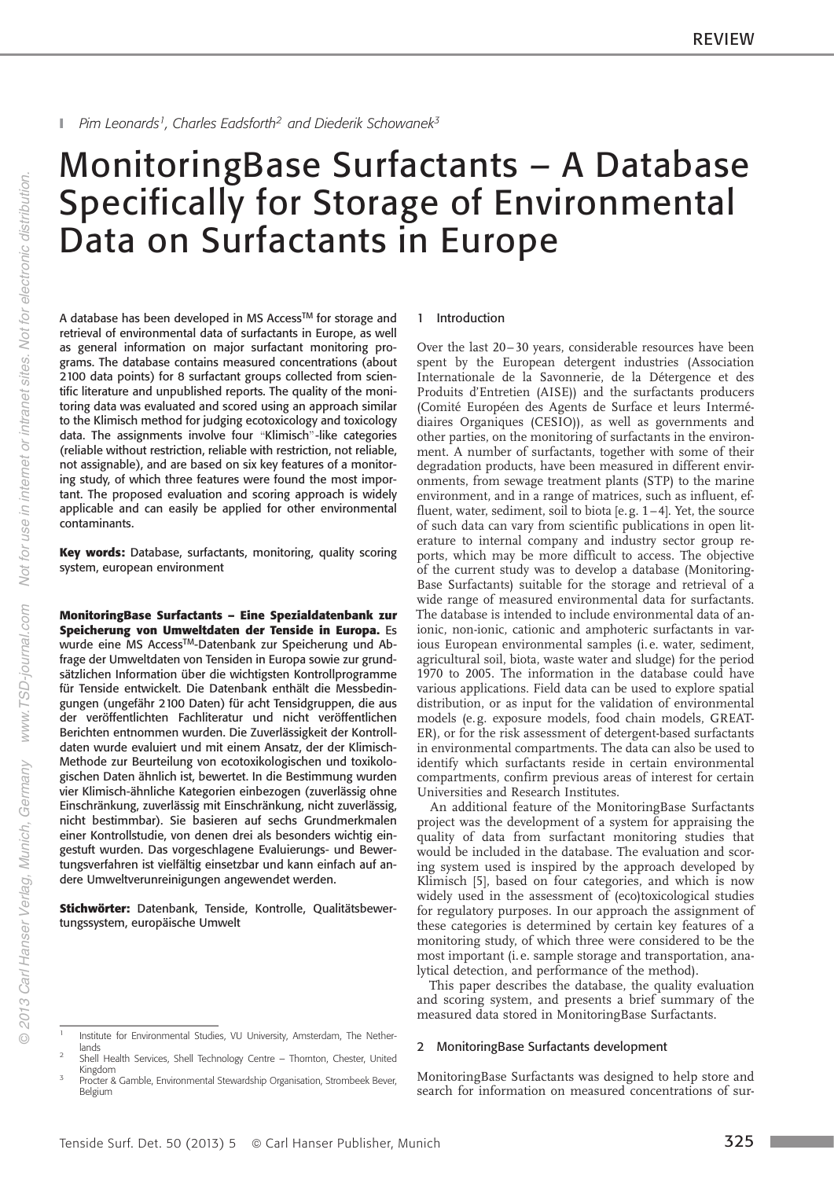Pim Leonards[1], Charles Eadsforth[2] and Diederik Schowanek[3]

# MonitoringBase Surfactants – A Database Specifically for Storage of Environmental Data on Surfactants in Europe

A database has been developed in MS Access™ for storage and retrieval of environmental data of surfactants in Europe, as well as general information on major surfactant monitoring programs. The database contains measured concentrations (about 2100 data points) for 8 surfactant groups collected from scientific literature and unpublished reports. The quality of the monitoring data was evaluated and scored using an approach similar to the Klimisch method for judging ecotoxicology and toxicology data. The assignments involve four "Klimisch"-like categories (reliable without restriction, reliable with restriction, not reliable, not assignable), and are based on six key features of a monitoring study, of which three features were found the most important. The proposed evaluation and scoring approach is widely applicable and can easily be applied for other environmental contaminants.

**Key words:** Database, surfactants, monitoring, quality scoring system, european environment

**MonitoringBase Surfactants – Eine Spezialdatenbank zur Speicherung von Umweltdaten der Tenside in Europa.** Es wurde eine MS Access™-Datenbank zur Speicherung und Abfrage der Umweltdaten von Tensiden in Europa sowie zur grundsätzlichen Information über die wichtigsten Kontrollprogramme für Tenside entwickelt. Die Datenbank enthält die Messbedingungen (ungefähr 2100 Daten) für acht Tensidgruppen, die aus der veröffentlichten Fachliteratur und nicht veröffentlichen Berichten entnommen wurden. Die Zuverlässigkeit der Kontrolldaten wurde evaluiert und mit einem Ansatz, der der Klimisch-Methode zur Beurteilung von ecotoxikologischen und toxikologischen Daten ähnlich ist, bewertet. In die Bestimmung wurden vier Klimisch-ähnliche Kategorien einbezogen (zuverlässig ohne Einschränkung, zuverlässig mit Einschränkung, nicht zuverlässig, nicht bestimmbar). Sie basieren auf sechs Grundmerkmalen einer Kontrollstudie, von denen drei als besonders wichtig eingestuft wurden. Das vorgeschlagene Evaluierungs- und Bewertungsverfahren ist vielfältig einsetzbar und kann einfach auf andere Umweltverunreinigungen angewendet werden.

**Stichwörter:** Datenbank, Tenside, Kontrolle, Qualitätsbewertungssystem, europäische Umwelt

## 1 Introduction

Over the last 20–30 years, considerable resources have been spent by the European detergent industries (Association Internationale de la Savonnerie, de la Détergence et des Produits d'Entretien (AISE)) and the surfactants producers (Comité Européen des Agents de Surface et leurs Intermédiaires Organiques (CESIO)), as well as governments and other parties, on the monitoring of surfactants in the environment. A number of surfactants, together with some of their degradation products, have been measured in different environments, from sewage treatment plants (STP) to the marine environment, and in a range of matrices, such as influent, effluent, water, sediment, soil to biota [e.g. 1–4]. Yet, the source of such data can vary from scientific publications in open literature to internal company and industry sector group reports, which may be more difficult to access. The objective of the current study was to develop a database (MonitoringBase Surfactants) suitable for the storage and retrieval of a wide range of measured environmental data for surfactants. The database is intended to include environmental data of anionic, non-ionic, cationic and amphoteric surfactants in various European environmental samples (i.e. water, sediment, agricultural soil, biota, waste water and sludge) for the period 1970 to 2005. The information in the database could have various applications. Field data can be used to explore spatial distribution, or as input for the validation of environmental models (e.g. exposure models, food chain models, GREAT-ER), or for the risk assessment of detergent-based surfactants in environmental compartments. The data can also be used to identify which surfactants reside in certain environmental compartments, confirm previous areas of interest for certain Universities and Research Institutes.

An additional feature of the MonitoringBase Surfactants project was the development of a system for appraising the quality of data from surfactant monitoring studies that would be included in the database. The evaluation and scoring system used is inspired by the approach developed by Klimisch [5], based on four categories, and which is now widely used in the assessment of (eco)toxicological studies for regulatory purposes. In our approach the assignment of these categories is determined by certain key features of a monitoring study, of which three were considered to be the most important (i.e. sample storage and transportation, analytical detection, and performance of the method).

This paper describes the database, the quality evaluation and scoring system, and presents a brief summary of the measured data stored in MonitoringBase Surfactants.

## 2 MonitoringBase Surfactants development

MonitoringBase Surfactants was designed to help store and search for information on measured concentrations of sur-

[1] Institute for Environmental Studies, VU University, Amsterdam, The Netherlands

[2] Shell Health Services, Shell Technology Centre – Thornton, Chester, United Kingdom

[3] Procter & Gamble, Environmental Stewardship Organisation, Strombeek Bever, Belgium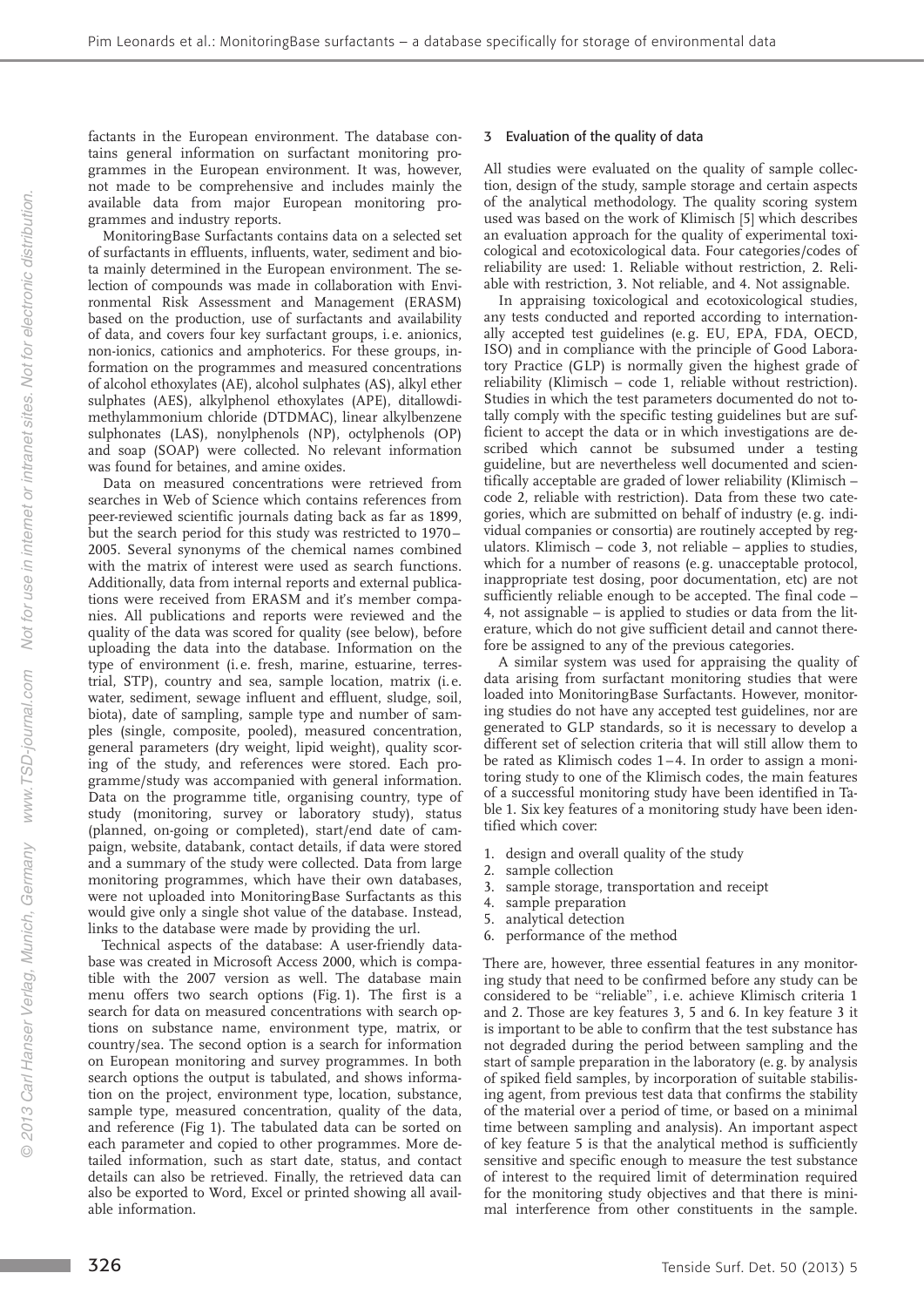factants in the European environment. The database contains general information on surfactant monitoring programmes in the European environment. It was, however, not made to be comprehensive and includes mainly the available data from major European monitoring programmes and industry reports.

MonitoringBase Surfactants contains data on a selected set of surfactants in effluents, influents, water, sediment and biota mainly determined in the European environment. The selection of compounds was made in collaboration with Environmental Risk Assessment and Management (ERASM) based on the production, use of surfactants and availability of data, and covers four key surfactant groups, i. e. anionics, non-ionics, cationics and amphoterics. For these groups, information on the programmes and measured concentrations of alcohol ethoxylates (AE), alcohol sulphates (AS), alkyl ether sulphates (AES), alkylphenol ethoxylates (APE), ditallowdimethylammonium chloride (DTDMAC), linear alkylbenzene sulphonates (LAS), nonylphenols (NP), octylphenols (OP) and soap (SOAP) were collected. No relevant information was found for betaines, and amine oxides.

Data on measured concentrations were retrieved from searches in Web of Science which contains references from peer-reviewed scientific journals dating back as far as 1899, but the search period for this study was restricted to 1970–2005. Several synonyms of the chemical names combined with the matrix of interest were used as search functions. Additionally, data from internal reports and external publications were received from ERASM and it's member companies. All publications and reports were reviewed and the quality of the data was scored for quality (see below), before uploading the data into the database. Information on the type of environment (i. e. fresh, marine, estuarine, terrestrial, STP), country and sea, sample location, matrix (i. e. water, sediment, sewage influent and effluent, sludge, soil, biota), date of sampling, sample type and number of samples (single, composite, pooled), measured concentration, general parameters (dry weight, lipid weight), quality scoring of the study, and references were stored. Each programme/study was accompanied with general information. Data on the programme title, organising country, type of study (monitoring, survey or laboratory study), status (planned, on-going or completed), start/end date of campaign, website, databank, contact details, if data were stored and a summary of the study were collected. Data from large monitoring programmes, which have their own databases, were not uploaded into MonitoringBase Surfactants as this would give only a single shot value of the database. Instead, links to the database were made by providing the url.

Technical aspects of the database: A user-friendly database was created in Microsoft Access 2000, which is compatible with the 2007 version as well. The database main menu offers two search options (Fig. 1). The first is a search for data on measured concentrations with search options on substance name, environment type, matrix, or country/sea. The second option is a search for information on European monitoring and survey programmes. In both search options the output is tabulated, and shows information on the project, environment type, location, substance, sample type, measured concentration, quality of the data, and reference (Fig 1). The tabulated data can be sorted on each parameter and copied to other programmes. More detailed information, such as start date, status, and contact details can also be retrieved. Finally, the retrieved data can also be exported to Word, Excel or printed showing all available information.

## 3 Evaluation of the quality of data

All studies were evaluated on the quality of sample collection, design of the study, sample storage and certain aspects of the analytical methodology. The quality scoring system used was based on the work of Klimisch [5] which describes an evaluation approach for the quality of experimental toxicological and ecotoxicological data. Four categories/codes of reliability are used: 1. Reliable without restriction, 2. Reliable with restriction, 3. Not reliable, and 4. Not assignable.

In appraising toxicological and ecotoxicological studies, any tests conducted and reported according to internationally accepted test guidelines (e. g. EU, EPA, FDA, OECD, ISO) and in compliance with the principle of Good Laboratory Practice (GLP) is normally given the highest grade of reliability (Klimisch – code 1, reliable without restriction). Studies in which the test parameters documented do not totally comply with the specific testing guidelines but are sufficient to accept the data or in which investigations are described which cannot be subsumed under a testing guideline, but are nevertheless well documented and scientifically acceptable are graded of lower reliability (Klimisch – code 2, reliable with restriction). Data from these two categories, which are submitted on behalf of industry (e. g. individual companies or consortia) are routinely accepted by regulators. Klimisch – code 3, not reliable – applies to studies, which for a number of reasons (e. g. unacceptable protocol, inappropriate test dosing, poor documentation, etc) are not sufficiently reliable enough to be accepted. The final code – 4, not assignable – is applied to studies or data from the literature, which do not give sufficient detail and cannot therefore be assigned to any of the previous categories.

A similar system was used for appraising the quality of data arising from surfactant monitoring studies that were loaded into MonitoringBase Surfactants. However, monitoring studies do not have any accepted test guidelines, nor are generated to GLP standards, so it is necessary to develop a different set of selection criteria that will still allow them to be rated as Klimisch codes 1–4. In order to assign a monitoring study to one of the Klimisch codes, the main features of a successful monitoring study have been identified in Table 1. Six key features of a monitoring study have been identified which cover:

1. design and overall quality of the study
2. sample collection
3. sample storage, transportation and receipt
4. sample preparation
5. analytical detection
6. performance of the method

There are, however, three essential features in any monitoring study that need to be confirmed before any study can be considered to be "reliable", i. e. achieve Klimisch criteria 1 and 2. Those are key features 3, 5 and 6. In key feature 3 it is important to be able to confirm that the test substance has not degraded during the period between sampling and the start of sample preparation in the laboratory (e. g. by analysis of spiked field samples, by incorporation of suitable stabilising agent, from previous test data that confirms the stability of the material over a period of time, or based on a minimal time between sampling and analysis). An important aspect of key feature 5 is that the analytical method is sufficiently sensitive and specific enough to measure the test substance of interest to the required limit of determination required for the monitoring study objectives and that there is minimal interference from other constituents in the sample.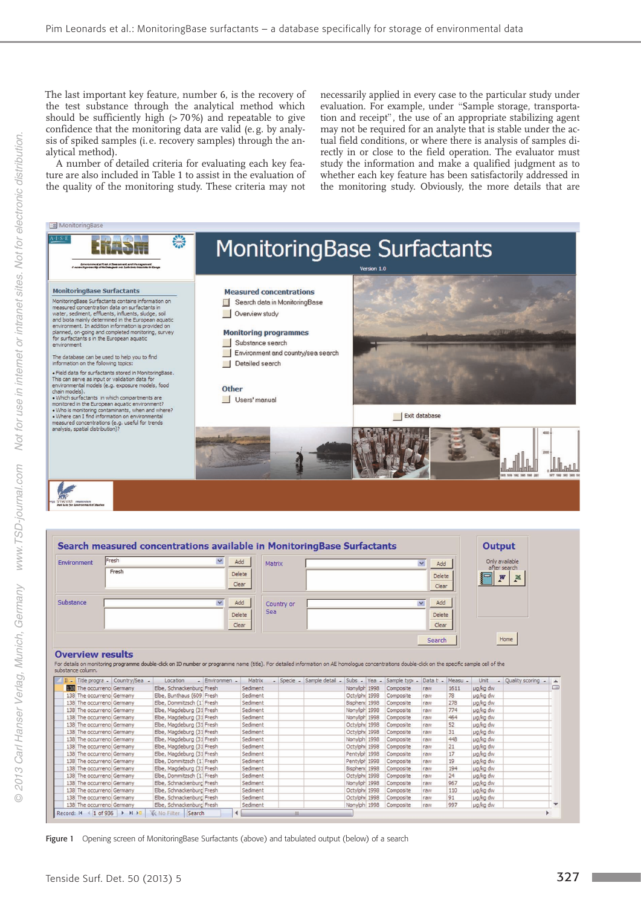The last important key feature, number 6, is the recovery of the test substance through the analytical method which should be sufficiently high (> 70 %) and repeatable to give confidence that the monitoring data are valid (e. g. by analysis of spiked samples (i. e. recovery samples) through the analytical method).

A number of detailed criteria for evaluating each key feature are also included in Table 1 to assist in the evaluation of the quality of the monitoring study. These criteria may not necessarily applied in every case to the particular study under evaluation. For example, under "Sample storage, transportation and receipt", the use of an appropriate stabilizing agent may not be required for an analyte that is stable under the actual field conditions, or where there is analysis of samples directly in or close to the field operation. The evaluator must study the information and make a qualified judgment as to whether each key feature has been satisfactorily addressed in the monitoring study. Obviously, the more details that are

Figure 1 Opening screen of MonitoringBase Surfactants (above) and tabulated output (below) of a search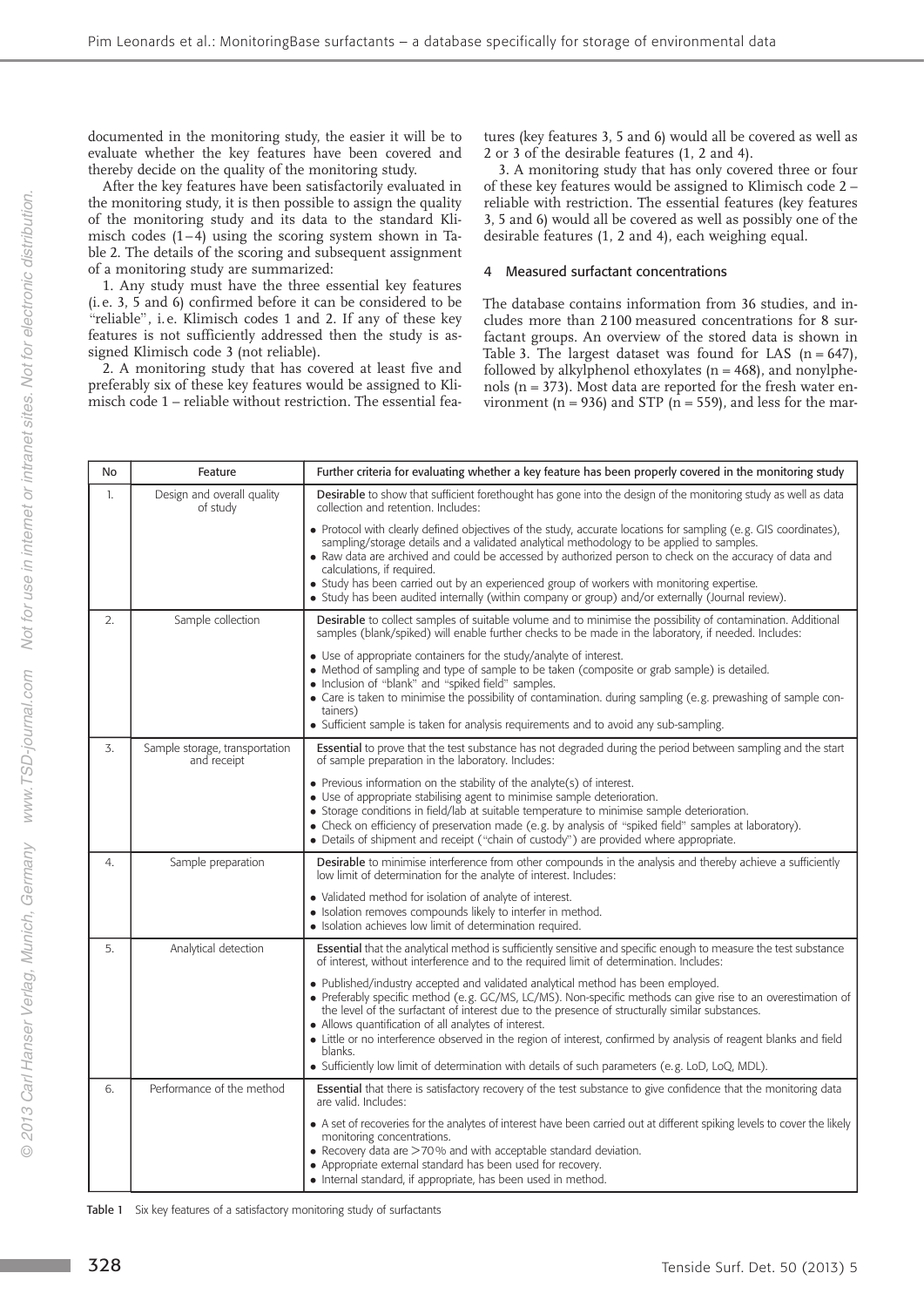documented in the monitoring study, the easier it will be to evaluate whether the key features have been covered and thereby decide on the quality of the monitoring study.

After the key features have been satisfactorily evaluated in the monitoring study, it is then possible to assign the quality of the monitoring study and its data to the standard Klimisch codes (1–4) using the scoring system shown in Table 2. The details of the scoring and subsequent assignment of a monitoring study are summarized:

1. Any study must have the three essential key features (i. e. 3, 5 and 6) confirmed before it can be considered to be "reliable", i. e. Klimisch codes 1 and 2. If any of these key features is not sufficiently addressed then the study is assigned Klimisch code 3 (not reliable).

2. A monitoring study that has covered at least five and preferably six of these key features would be assigned to Klimisch code 1 – reliable without restriction. The essential features (key features 3, 5 and 6) would all be covered as well as 2 or 3 of the desirable features (1, 2 and 4).

3. A monitoring study that has only covered three or four of these key features would be assigned to Klimisch code 2 – reliable with restriction. The essential features (key features 3, 5 and 6) would all be covered as well as possibly one of the desirable features (1, 2 and 4), each weighing equal.

## 4 Measured surfactant concentrations

The database contains information from 36 studies, and includes more than 2100 measured concentrations for 8 surfactant groups. An overview of the stored data is shown in Table 3. The largest dataset was found for LAS (n = 647), followed by alkylphenol ethoxylates (n = 468), and nonylphenols (n = 373). Most data are reported for the fresh water environment (n = 936) and STP (n = 559), and less for the mar-

| No | Feature | Further criteria for evaluating whether a key feature has been properly covered in the monitoring study |
|---|---|---|
| 1. | Design and overall quality of study | **Desirable** to show that sufficient forethought has gone into the design of the monitoring study as well as data collection and retention. Includes:<br>• Protocol with clearly defined objectives of the study, accurate locations for sampling (e. g. GIS coordinates), sampling/storage details and a validated analytical methodology to be applied to samples.<br>• Raw data are archived and could be accessed by authorized person to check on the accuracy of data and calculations, if required.<br>• Study has been carried out by an experienced group of workers with monitoring expertise.<br>• Study has been audited internally (within company or group) and/or externally (Journal review). |
| 2. | Sample collection | **Desirable** to collect samples of suitable volume and to minimise the possibility of contamination. Additional samples (blank/spiked) will enable further checks to be made in the laboratory, if needed. Includes:<br>• Use of appropriate containers for the study/analyte of interest.<br>• Method of sampling and type of sample to be taken (composite or grab sample) is detailed.<br>• Inclusion of "blank" and "spiked field" samples.<br>• Care is taken to minimise the possibility of contamination. during sampling (e. g. prewashing of sample containers)<br>• Sufficient sample is taken for analysis requirements and to avoid any sub-sampling. |
| 3. | Sample storage, transportation and receipt | **Essential** to prove that the test substance has not degraded during the period between sampling and the start of sample preparation in the laboratory. Includes:<br>• Previous information on the stability of the analyte(s) of interest.<br>• Use of appropriate stabilising agent to minimise sample deterioration.<br>• Storage conditions in field/lab at suitable temperature to minimise sample deterioration.<br>• Check on efficiency of preservation made (e. g. by analysis of "spiked field" samples at laboratory).<br>• Details of shipment and receipt ("chain of custody") are provided where appropriate. |
| 4. | Sample preparation | **Desirable** to minimise interference from other compounds in the analysis and thereby achieve a sufficiently low limit of determination for the analyte of interest. Includes:<br>• Validated method for isolation of analyte of interest.<br>• Isolation removes compounds likely to interfer in method.<br>• Isolation achieves low limit of determination required. |
| 5. | Analytical detection | **Essential** that the analytical method is sufficiently sensitive and specific enough to measure the test substance of interest, without interference and to the required limit of determination. Includes:<br>• Published/industry accepted and validated analytical method has been employed.<br>• Preferably specific method (e. g. GC/MS, LC/MS). Non-specific methods can give rise to an overestimation of the level of the surfactant of interest due to the presence of structurally similar substances.<br>• Allows quantification of all analytes of interest.<br>• Little or no interference observed in the region of interest, confirmed by analysis of reagent blanks and field blanks.<br>• Sufficiently low limit of determination with details of such parameters (e. g. LoD, LoQ, MDL). |
| 6. | Performance of the method | **Essential** that there is satisfactory recovery of the test substance to give confidence that the monitoring data are valid. Includes:<br>• A set of recoveries for the analytes of interest have been carried out at different spiking levels to cover the likely monitoring concentrations.<br>• Recovery data are >70% and with acceptable standard deviation.<br>• Appropriate external standard has been used for recovery.<br>• Internal standard, if appropriate, has been used in method. |

**Table 1** Six key features of a satisfactory monitoring study of surfactants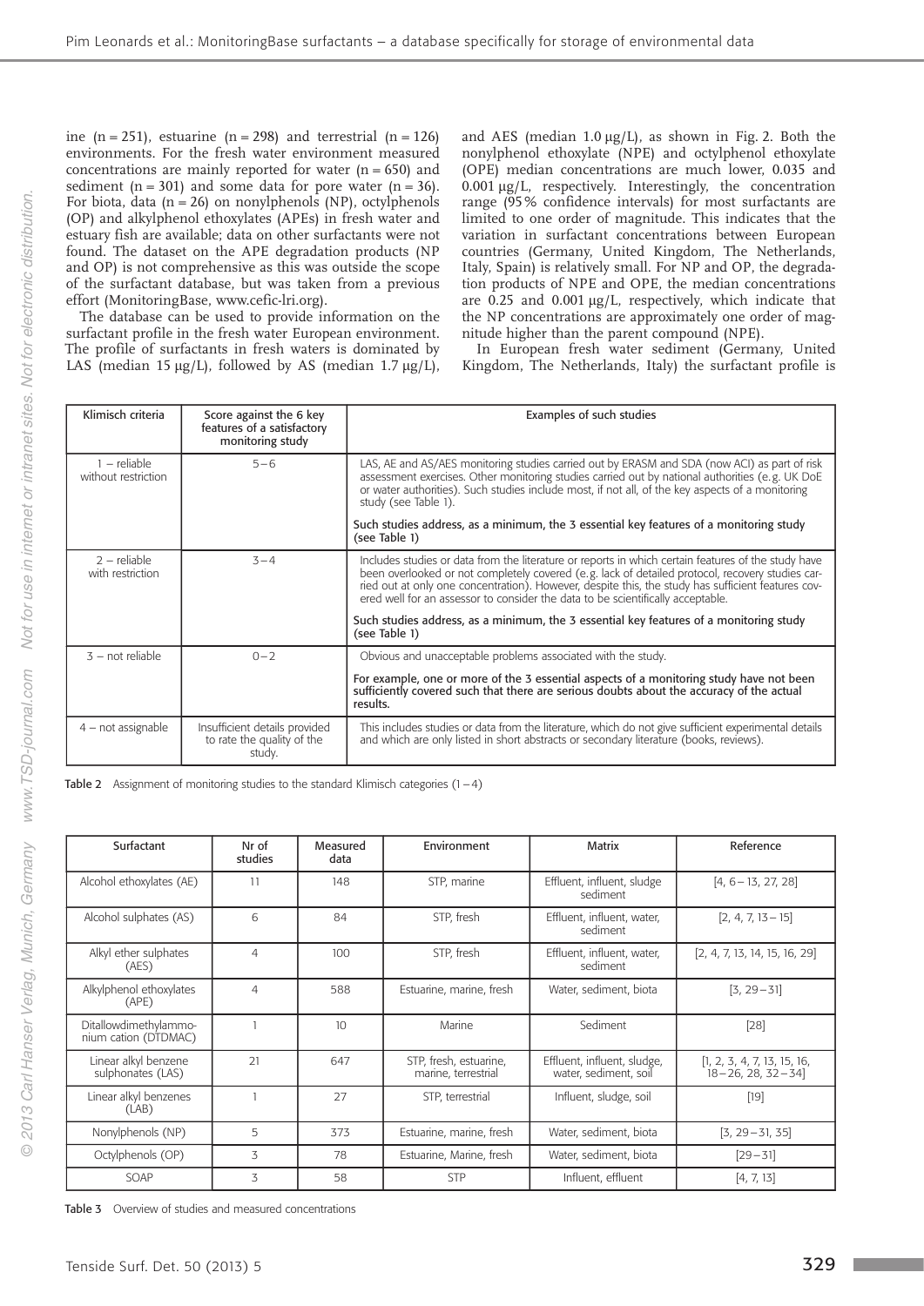ine (n = 251), estuarine (n = 298) and terrestrial (n = 126) environments. For the fresh water environment measured concentrations are mainly reported for water (n = 650) and sediment (n = 301) and some data for pore water (n = 36). For biota, data (n = 26) on nonylphenols (NP), octylphenols (OP) and alkylphenol ethoxylates (APEs) in fresh water and estuary fish are available; data on other surfactants were not found. The dataset on the APE degradation products (NP and OP) is not comprehensive as this was outside the scope of the surfactant database, but was taken from a previous effort (MonitoringBase, www.cefic-lri.org).

The database can be used to provide information on the surfactant profile in the fresh water European environment. The profile of surfactants in fresh waters is dominated by LAS (median 15 µg/L), followed by AS (median 1.7 µg/L), and AES (median 1.0 µg/L), as shown in Fig. 2. Both the nonylphenol ethoxylate (NPE) and octylphenol ethoxylate (OPE) median concentrations are much lower, 0.035 and 0.001 µg/L, respectively. Interestingly, the concentration range (95 % confidence intervals) for most surfactants are limited to one order of magnitude. This indicates that the variation in surfactant concentrations between European countries (Germany, United Kingdom, The Netherlands, Italy, Spain) is relatively small. For NP and OP, the degradation products of NPE and OPE, the median concentrations are 0.25 and 0.001 µg/L, respectively, which indicate that the NP concentrations are approximately one order of magnitude higher than the parent compound (NPE).

In European fresh water sediment (Germany, United Kingdom, The Netherlands, Italy) the surfactant profile is

| Klimisch criteria | Score against the 6 key features of a satisfactory monitoring study | Examples of such studies |
|---|---|---|
| 1 – reliable without restriction | 5 – 6 | LAS, AE and AS/AES monitoring studies carried out by ERASM and SDA (now ACI) as part of risk assessment exercises. Other monitoring studies carried out by national authorities (e.g. UK DoE or water authorities). Such studies include most, if not all, of the key aspects of a monitoring study (see Table 1).<br><br>Such studies address, as a minimum, the 3 essential key features of a monitoring study (see Table 1) |
| 2 – reliable with restriction | 3 – 4 | Includes studies or data from the literature or reports in which certain features of the study have been overlooked or not completely covered (e.g. lack of detailed protocol, recovery studies carried out at only one concentration). However, despite this, the study has sufficient features covered well for an assessor to consider the data to be scientifically acceptable.<br><br>Such studies address, as a minimum, the 3 essential key features of a monitoring study (see Table 1) |
| 3 – not reliable | 0 – 2 | Obvious and unacceptable problems associated with the study.<br><br>For example, one or more of the 3 essential aspects of a monitoring study have not been sufficiently covered such that there are serious doubts about the accuracy of the actual results. |
| 4 – not assignable | Insufficient details provided to rate the quality of the study. | This includes studies or data from the literature, which do not give sufficient experimental details and which are only listed in short abstracts or secondary literature (books, reviews). |

**Table 2** Assignment of monitoring studies to the standard Klimisch categories (1 – 4)

| Surfactant | Nr of studies | Measured data | Environment | Matrix | Reference |
|---|---|---|---|---|---|
| Alcohol ethoxylates (AE) | 11 | 148 | STP, marine | Effluent, influent, sludge sediment | [4, 6 – 13, 27, 28] |
| Alcohol sulphates (AS) | 6 | 84 | STP, fresh | Effluent, influent, water, sediment | [2, 4, 7, 13 – 15] |
| Alkyl ether sulphates (AES) | 4 | 100 | STP, fresh | Effluent, influent, water, sediment | [2, 4, 7, 13, 14, 15, 16, 29] |
| Alkylphenol ethoxylates (APE) | 4 | 588 | Estuarine, marine, fresh | Water, sediment, biota | [3, 29 – 31] |
| Ditallowdimethylammonium cation (DTDMAC) | 1 | 10 | Marine | Sediment | [28] |
| Linear alkyl benzene sulphonates (LAS) | 21 | 647 | STP, fresh, estuarine, marine, terrestrial | Effluent, influent, sludge, water, sediment, soil | [1, 2, 3, 4, 7, 13, 15, 16, 18 – 26, 28, 32 – 34] |
| Linear alkyl benzenes (LAB) | 1 | 27 | STP, terrestrial | Influent, sludge, soil | [19] |
| Nonylphenols (NP) | 5 | 373 | Estuarine, marine, fresh | Water, sediment, biota | [3, 29 – 31, 35] |
| Octylphenols (OP) | 3 | 78 | Estuarine, Marine, fresh | Water, sediment, biota | [29 – 31] |
| SOAP | 3 | 58 | STP | Influent, effluent | [4, 7, 13] |

**Table 3** Overview of studies and measured concentrations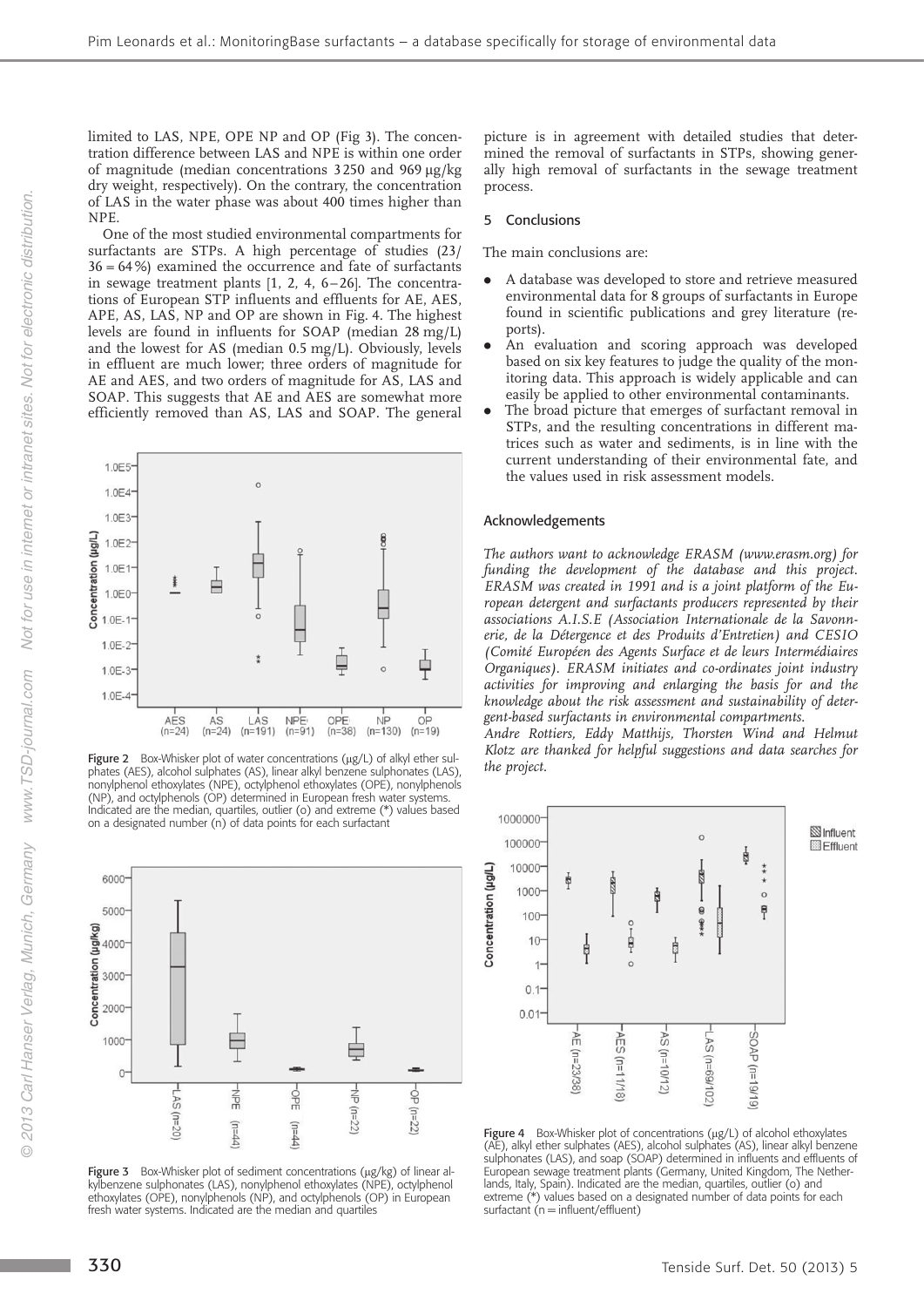limited to LAS, NPE, OPE NP and OP (Fig 3). The concentration difference between LAS and NPE is within one order of magnitude (median concentrations 3 250 and 969 µg/kg dry weight, respectively). On the contrary, the concentration of LAS in the water phase was about 400 times higher than NPE.

One of the most studied environmental compartments for surfactants are STPs. A high percentage of studies (23/36 = 64 %) examined the occurrence and fate of surfactants in sewage treatment plants [1, 2, 4, 6–26]. The concentrations of European STP influents and effluents for AE, AES, APE, AS, LAS, NP and OP are shown in Fig. 4. The highest levels are found in influents for SOAP (median 28 mg/L) and the lowest for AS (median 0.5 mg/L). Obviously, levels in effluent are much lower; three orders of magnitude for AE and AES, and two orders of magnitude for AS, LAS and SOAP. This suggests that AE and AES are somewhat more efficiently removed than AS, LAS and SOAP. The general picture is in agreement with detailed studies that determined the removal of surfactants in STPs, showing generally high removal of surfactants in the sewage treatment process.

**Figure 2** Box-Whisker plot of water concentrations (µg/L) of alkyl ether sulphates (AES), alcohol sulphates (AS), linear alkyl benzene sulphonates (LAS), nonylphenol ethoxylates (NPE), octylphenol ethoxylates (OPE), nonylphenols (NP), and octylphenols (OP) determined in European fresh water systems. Indicated are the median, quartiles, outlier (o) and extreme (*) values based on a designated number (n) of data points for each surfactant

**Figure 3** Box-Whisker plot of sediment concentrations (µg/kg) of linear alkylbenzene sulphonates (LAS), nonylphenol ethoxylates (NPE), octylphenol ethoxylates (OPE), nonylphenols (NP), and octylphenols (OP) in European fresh water systems. Indicated are the median and quartiles

## 5 Conclusions

The main conclusions are:

- A database was developed to store and retrieve measured environmental data for 8 groups of surfactants in Europe found in scientific publications and grey literature (reports).
- An evaluation and scoring approach was developed based on six key features to judge the quality of the monitoring data. This approach is widely applicable and can easily be applied to other environmental contaminants.
- The broad picture that emerges of surfactant removal in STPs, and the resulting concentrations in different matrices such as water and sediments, is in line with the current understanding of their environmental fate, and the values used in risk assessment models.

## Acknowledgements

*The authors want to acknowledge ERASM (www.erasm.org) for funding the development of the database and this project. ERASM was created in 1991 and is a joint platform of the European detergent and surfactants producers represented by their associations A.I.S.E (Association Internationale de la Savonnerie, de la Détergence et des Produits d'Entretien) and CESIO (Comité Européen des Agents Surface et de leurs Intermédiaires Organiques). ERASM initiates and co-ordinates joint industry activities for improving and enlarging the basis for and the knowledge about the risk assessment and sustainability of detergent-based surfactants in environmental compartments.*

*Andre Rottiers, Eddy Matthijs, Thorsten Wind and Helmut Klotz are thanked for helpful suggestions and data searches for the project.*

**Figure 4** Box-Whisker plot of concentrations (µg/L) of alcohol ethoxylates (AE), alkyl ether sulphates (AES), alcohol sulphates (AS), linear alkyl benzene sulphonates (LAS), and soap (SOAP) determined in influents and effluents of European sewage treatment plants (Germany, United Kingdom, The Netherlands, Italy, Spain). Indicated are the median, quartiles, outlier (o) and extreme (*) values based on a designated number of data points for each surfactant (n = influent/effluent)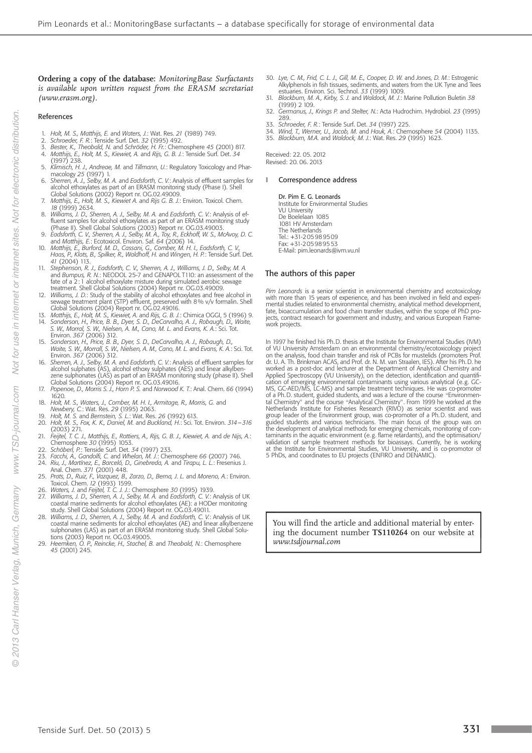**Ordering a copy of the database:** *MonitoringBase Surfactants is available upon written request from the ERASM secretariat (www.erasm.org).*

## References

1. *Holt, M. S., Matthijs, E.* and *Waters, J.*: Wat. Res. *21* (1989) 749.
2. *Schroeder, F. R.*: Tenside Surf. Det. *32* (1995) 492.
3. *Bester, K., Theobald, N.* and *Schröder, H. Fr.*: Chemosphere *45* (2001) 817.
4. *Matthijs, E., Holt, M. S., Kiewiet, A.* and *Rijs, G. B. J.*: Tenside Surf. Det. *34* (1997) 238.
5. *Klimisch, H. J., Andreae, M.* and *Tillmann, U.*: Regulatory Toxicology and Pharmacology *25* (1997) 1.
6. *Sherren, A. J., Selby, M. A.* and *Eadsforth, C. V.*: Analysis of effluent samples for alcohol ethoxylates as part of an ERASM monitoring study (Phase I). Shell Global Solutions (2002) Report nr. OG.02.49009.
7. *Matthijs, E., Holt, M. S., Kiewiet A.* and *Rijs G. B. J.*: Environ. Toxicol. Chem. *18* (1999) 2634.
8. *Williams, J. D., Sherren, A. J., Selby, M. A.* and *Eadsforth, C. V.*: Analysis of effluent samples for alcohol ethoxylates as part of an ERASM monitoring study (Phase II). Shell Global Solutions (2003) Report nr. OG.03.49003.
9. *Eadsforth, C. V., Sherren, A. J., Selby, M. A., Toy, R., Eckhoff, W. S., McAvoy, D. C.* and *Matthijs, E.*: Ecotoxicol. Environ. Saf. *64* (2006) 14.
10. *Matthijs, E., Burford, M. D., Cassani, G., Comber, M. H. I., Eadsforth, C. V., Haas, P., Klots, B., Spilker, R., Waldhoff, H.* and *Wingen, H. P.*: Tenside Surf. Det. *41* (2004) 113.
11. *Stephenson, R. J., Eadsforth, C. V., Sherren, A. J., Williams, J. D., Selby, M. A.* and *Bumpus, R. N.*: NEODOL 25-7 and GENAPOL T110: an assessment of the fate of a 2 : 1 alcohol ethoxylate misture during simulated aerobic sewage treatment. Shell Global Solutions (2004) Report nr. OG.03.49009.
12. *Williams, J. D.*: Study of the stability of alcohol ethoxylates and free alcohol in sewage treatment plant (STP) effluent, preserved with 8% v/v formalin. Shell Global Solutions (2004) Report nr. OG.02.49016.
13. *Matthijs, E., Holt, M. S., Kiewiet, A.* and *Rijs, G. B. J.*: Chimica OGGI, 5 (1996) 9.
14. *Sanderson, H., Price, B. B., Dyer, S. D., DeCarvalho, A. J., Robaugh, D., Waite, S. W., Morral, S. W., Nielsen, A. M., Cano, M. L.* and *Evans, K. A.*: Sci. Tot. Environ. *367* (2006) 312.
15. *Sanderson, H., Price, B. B., Dyer, S. D., DeCarvalho, A. J., Robaugh, D., Waite, S. W., Morrall, S. W., Nielsen, A. M., Cano, M. L.* and *Evans, K. A.*: Sci. Tot. Environ. *367* (2006) 312.
16. *Sherren, A. J., Selby, M. A.* and *Eadsforth, C. V.*: Analysis of effluent samples for alcohol sulphates (AS), alcohol ethoxy sulphates (AES) and linear alkylbenzene sulphonates (LAS) as part of an ERASM monitoring study (phase II). Shell Global Solutions (2004) Report nr. OG.03.49016.
17. *Popenoe, D., Morris S. J., Horn P. S.* and *Norwood K. T.*: Anal. Chem. *66* (1994) 1620.
18. *Holt, M. S., Waters, J., Comber, M. H. I., Armitage, R., Morris, G.* and *Newbery, C.*: Wat. Res. *29* (1995) 2063.
19. *Holt, M. S.* and *Bernstein, S. L.*: Wat. Res. *26* (1992) 613.
20. *Holt, M. S., Fox, K. K., Daniel, M.* and *Buckland, H.*: Sci. Tot. Environ. *314–316* (2003) 271.
21. *Feijtel, T. C. J., Matthijs, E., Rottiers, A., Rijs, G. B. J., Kiewiet, A.* and *de Nijs, A.*: Chemosphere *30* (1995) 1053.
22. *Schöberl, P.*: Tenside Surf. Det. *34* (1997) 233.
23. *Facchi, A., Gandolfi, C.* and *Whelan, M. J.*: Chemosphere *66* (2007) 746.
24. *Riu, J., Martínez, E., Barceló, D., Ginebreda, A.* and *Tirapu, L. L.*: Fresenius J. Anal. Chem. *371* (2001) 448.
25. *Prats, D., Ruiz, F., Vazquez, B., Zarzo, D., Berna, J. L.* and *Moreno, A.*: Environ. Toxicol. Chem. *12* (1993) 1599.
26. *Waters, J.* and *Feijtel, T. C. J.*: Chemosphere *30* (1995) 1939.
27. *Williams, J. D., Sherren, A. J., Selby, M. A.* and *Eadsforth, C. V.*: Analysis of UK coastal marine sediments for alcohol ethoxylates (AE): a HODer monitoring study. Shell Global Solutions (2004) Report nr. OG.03.49011.
28. *Williams, J. D., Sherren, A. J., Selby, M. A.* and *Eadsforth, C. V.*: Analysis of UK coastal marine sediments for alcohol ethoxylates (AE) and linear alkylbenzene sulphonates (LAS) as part of an ERASM monitoring study. Shell Global Solutions (2003) Report nr. OG.03.49005.
29. *Heemken, O. P., Reincke, H., Stachel, B.* and *Theobald, N.*: Chemosphere *45* (2001) 245.
30. *Lye, C. M., Frid, C. L. J., Gill, M. E., Cooper, D. W.* and *Jones, D. M.*: Estrogenic Alkylphenols in fish tissues, sediments, and waters from the UK Tyne and Tees estuaries. Environ. Sci. Technol. *33* (1999) 1009.
31. *Blackburn, M. A., Kirby, S. J.* and *Waldock, M. J.*: Marine Pollution Buletin *38* (1999) 2 109.
32. *Germanus, J., Krings P.* and *Stelter, N.*: Acta Hudrochim. Hydrobiol. *23* (1995) 289.
33. *Schroeder, F. R.*: Tenside Surf. Det. *34* (1997) 225.
34. *Wind, T., Werner, U., Jacob, M.* and *Hauk, A.*: Chemosphere *54* (2004) 1135.
35. *Blackburn, M.A.* and *Waldock, M. J.*: Wat. Res. *29* (1995) 1623.

Received: 22. 05. 2012
Revised: 20. 06. 2013

## Correspondence address

**Dr. Pim E. G. Leonards**
Institute for Environmental Studies
VU University
De Boelelaan 1085
1081 HV Amsterdam
The Netherlands
Tel.: +31-205989509
Fax: +31-205989553
E-Mail: pim.leonards@ivm.vu.nl

## The authors of this paper

*Pim Leonards* is a senior scientist in environmental chemistry and ecotoxicology with more than 15 years of experience, and has been involved in field and experimental studies related to environmental chemistry, analytical method development, fate, bioaccumulation and food chain transfer studies, within the scope of PhD projects, contract research for government and industry, and various European Framework projects.

In 1997 he finished his Ph.D. thesis at the Institute for Environmental Studies (IVM) of VU University Amsterdam on an environmental chemistry/ecotoxicology project on the analysis, food chain transfer and risk of PCBs for mustelids (promoters Prof. dr. U. A. Th. Brinkman ACAS, and Prof. dr. N. M. van Straalen, IES). After his Ph.D. he worked as a post-doc and lecturer at the Department of Analytical Chemistry and Applied Spectroscopy (VU University), on the detection, identification and quantification of emerging environmental contaminants using various analytical (e.g. GC-MS, GC-AED/MS, LC-MS) and sample treatment techniques. He was co-promoter of a Ph.D. student, guided students, and was a lecture of the course "Environmental Chemistry" and the course "Analytical Chemistry". From 1999 he worked at the Netherlands Institute for Fisheries Research (RIVO) as senior scientist and was group leader of the Environment group, was co-promoter of a Ph.D. student, and guided students and various technicians. The main focus of the group was on the development of analytical methods for emerging chemicals, monitoring of contaminants in the aquatic environment (e.g. flame retardants), and the optimisation/validation of sample treatment methods for bioassays. Currently, he is working at the Institute for Environmental Studies, VU University, and is co-promotor of 5 PhDs, and coordinates to EU projects (ENFIRO and DENAMIC).

You will find the article and additional material by entering the document number **TS110264** on our website at *www.tsdjournal.com*